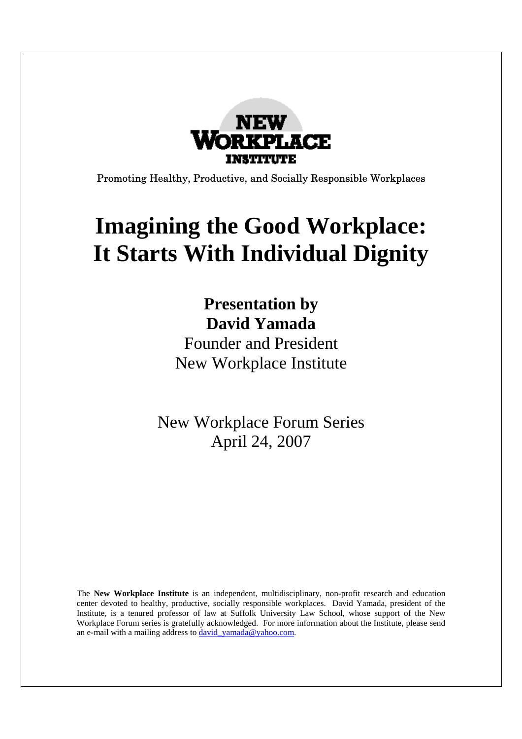NEW WORKPLACE INSTITUTE

Promoting Healthy, Productive, and Socially Responsible Workplaces

# Imagining the Good Workplace: It Starts With Individual Dignity

**Presentation by**
**David Yamada**
Founder and President
New Workplace Institute

New Workplace Forum Series
April 24, 2007

The **New Workplace Institute** is an independent, multidisciplinary, non-profit research and education center devoted to healthy, productive, socially responsible workplaces. David Yamada, president of the Institute, is a tenured professor of law at Suffolk University Law School, whose support of the New Workplace Forum series is gratefully acknowledged. For more information about the Institute, please send an e-mail with a mailing address to david_yamada@yahoo.com.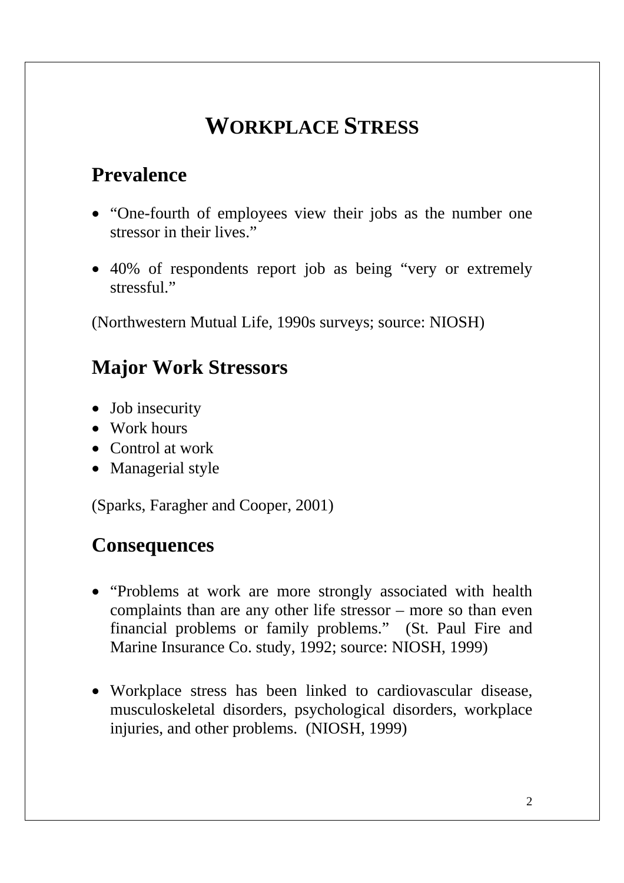# WORKPLACE STRESS

## Prevalence

- "One-fourth of employees view their jobs as the number one stressor in their lives."
- 40% of respondents report job as being "very or extremely stressful."

(Northwestern Mutual Life, 1990s surveys; source: NIOSH)

## Major Work Stressors

- Job insecurity
- Work hours
- Control at work
- Managerial style

(Sparks, Faragher and Cooper, 2001)

## Consequences

- "Problems at work are more strongly associated with health complaints than are any other life stressor – more so than even financial problems or family problems." (St. Paul Fire and Marine Insurance Co. study, 1992; source: NIOSH, 1999)
- Workplace stress has been linked to cardiovascular disease, musculoskeletal disorders, psychological disorders, workplace injuries, and other problems. (NIOSH, 1999)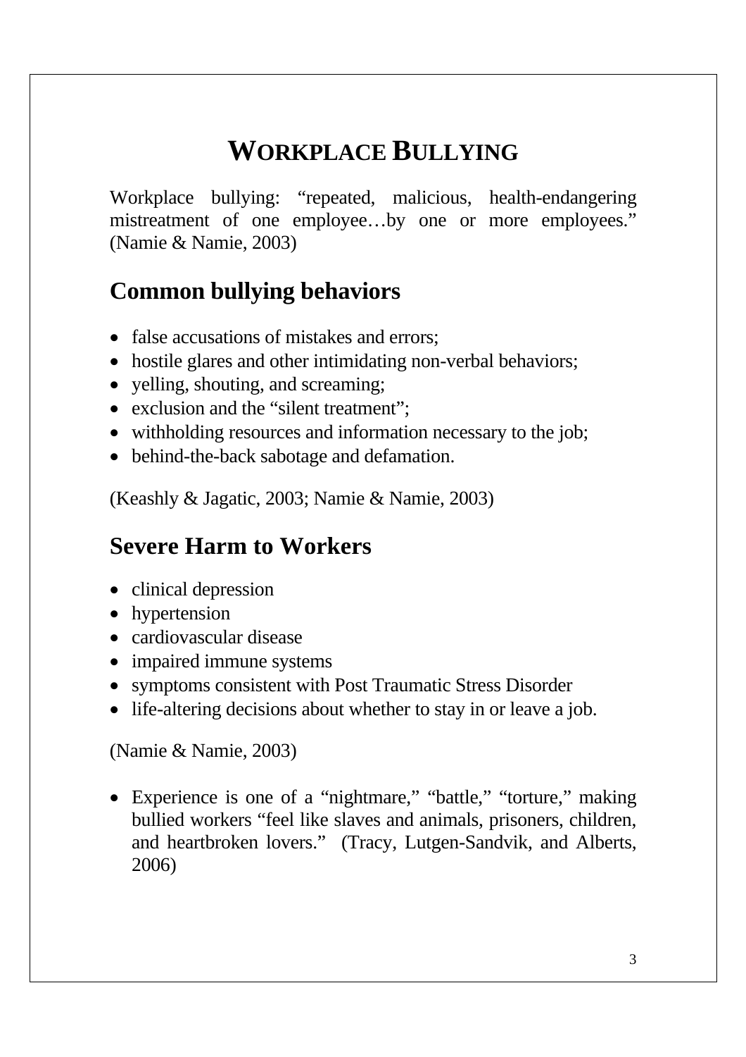# Workplace Bullying

Workplace bullying: "repeated, malicious, health-endangering mistreatment of one employee…by one or more employees." (Namie & Namie, 2003)

## Common bullying behaviors

- false accusations of mistakes and errors;
- hostile glares and other intimidating non-verbal behaviors;
- yelling, shouting, and screaming;
- exclusion and the "silent treatment";
- withholding resources and information necessary to the job;
- behind-the-back sabotage and defamation.

(Keashly & Jagatic, 2003; Namie & Namie, 2003)

## Severe Harm to Workers

- clinical depression
- hypertension
- cardiovascular disease
- impaired immune systems
- symptoms consistent with Post Traumatic Stress Disorder
- life-altering decisions about whether to stay in or leave a job.

(Namie & Namie, 2003)

- Experience is one of a "nightmare," "battle," "torture," making bullied workers "feel like slaves and animals, prisoners, children, and heartbroken lovers." (Tracy, Lutgen-Sandvik, and Alberts, 2006)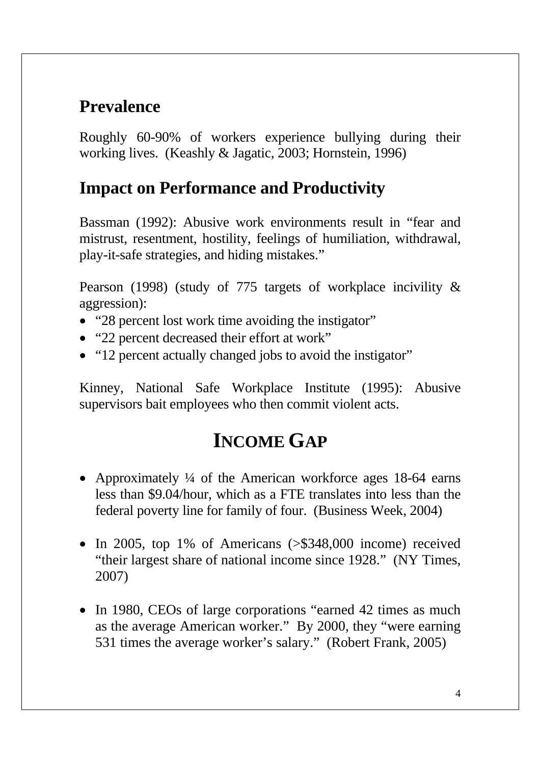## Prevalence

Roughly 60-90% of workers experience bullying during their working lives. (Keashly & Jagatic, 2003; Hornstein, 1996)

## Impact on Performance and Productivity

Bassman (1992): Abusive work environments result in "fear and mistrust, resentment, hostility, feelings of humiliation, withdrawal, play-it-safe strategies, and hiding mistakes."

Pearson (1998) (study of 775 targets of workplace incivility & aggression):

- "28 percent lost work time avoiding the instigator"
- "22 percent decreased their effort at work"
- "12 percent actually changed jobs to avoid the instigator"

Kinney, National Safe Workplace Institute (1995): Abusive supervisors bait employees who then commit violent acts.

# INCOME GAP

- Approximately ¼ of the American workforce ages 18-64 earns less than $9.04/hour, which as a FTE translates into less than the federal poverty line for family of four. (Business Week, 2004)

- In 2005, top 1% of Americans (>$348,000 income) received "their largest share of national income since 1928." (NY Times, 2007)

- In 1980, CEOs of large corporations "earned 42 times as much as the average American worker." By 2000, they "were earning 531 times the average worker's salary." (Robert Frank, 2005)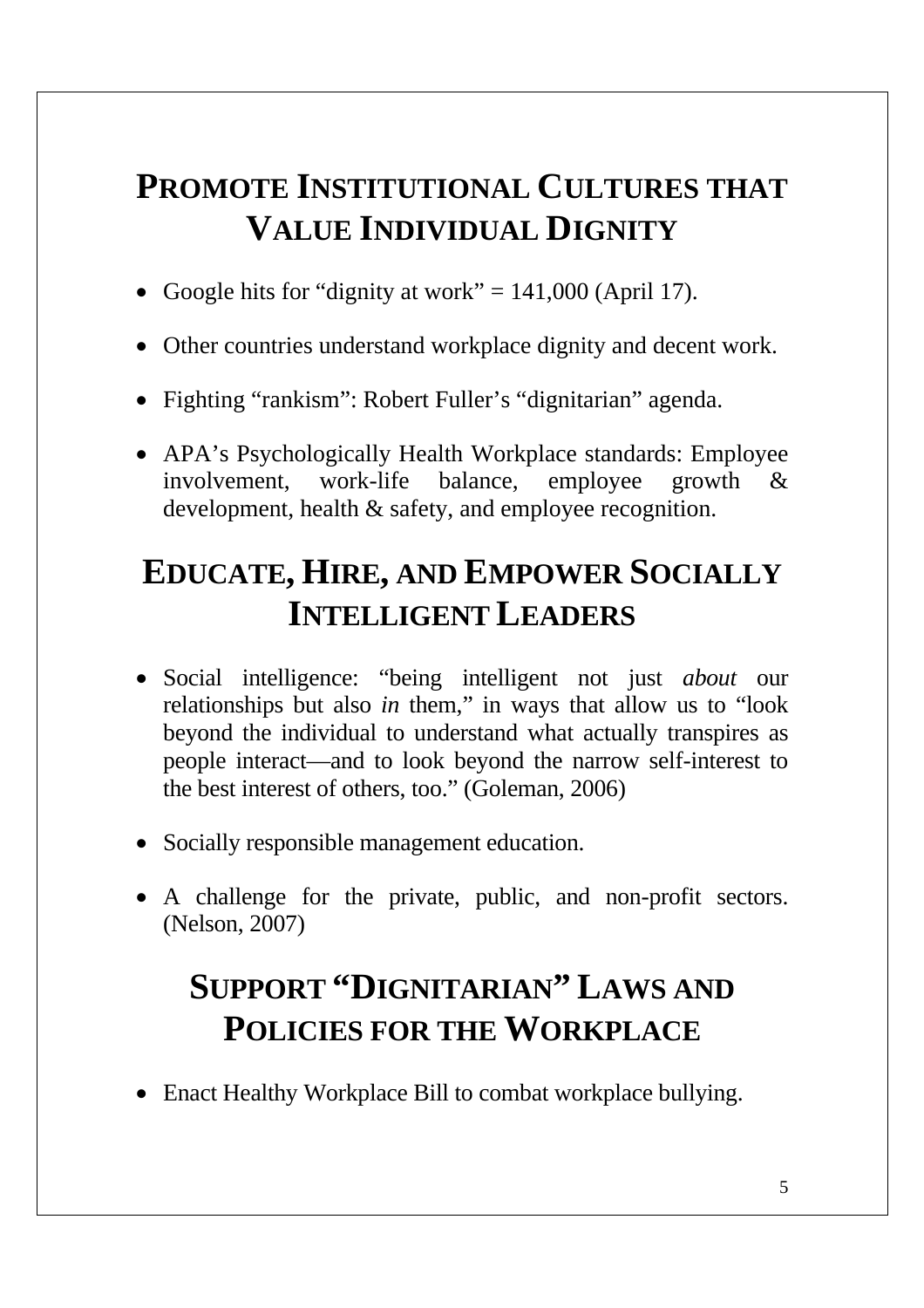## Promote Institutional Cultures that Value Individual Dignity

- Google hits for "dignity at work" = 141,000 (April 17).
- Other countries understand workplace dignity and decent work.
- Fighting "rankism": Robert Fuller's "dignitarian" agenda.
- APA's Psychologically Health Workplace standards: Employee involvement, work-life balance, employee growth & development, health & safety, and employee recognition.

## Educate, Hire, and Empower Socially Intelligent Leaders

- Social intelligence: "being intelligent not just *about* our relationships but also *in* them," in ways that allow us to "look beyond the individual to understand what actually transpires as people interact—and to look beyond the narrow self-interest to the best interest of others, too." (Goleman, 2006)
- Socially responsible management education.
- A challenge for the private, public, and non-profit sectors. (Nelson, 2007)

## Support "Dignitarian" Laws and Policies for the Workplace

- Enact Healthy Workplace Bill to combat workplace bullying.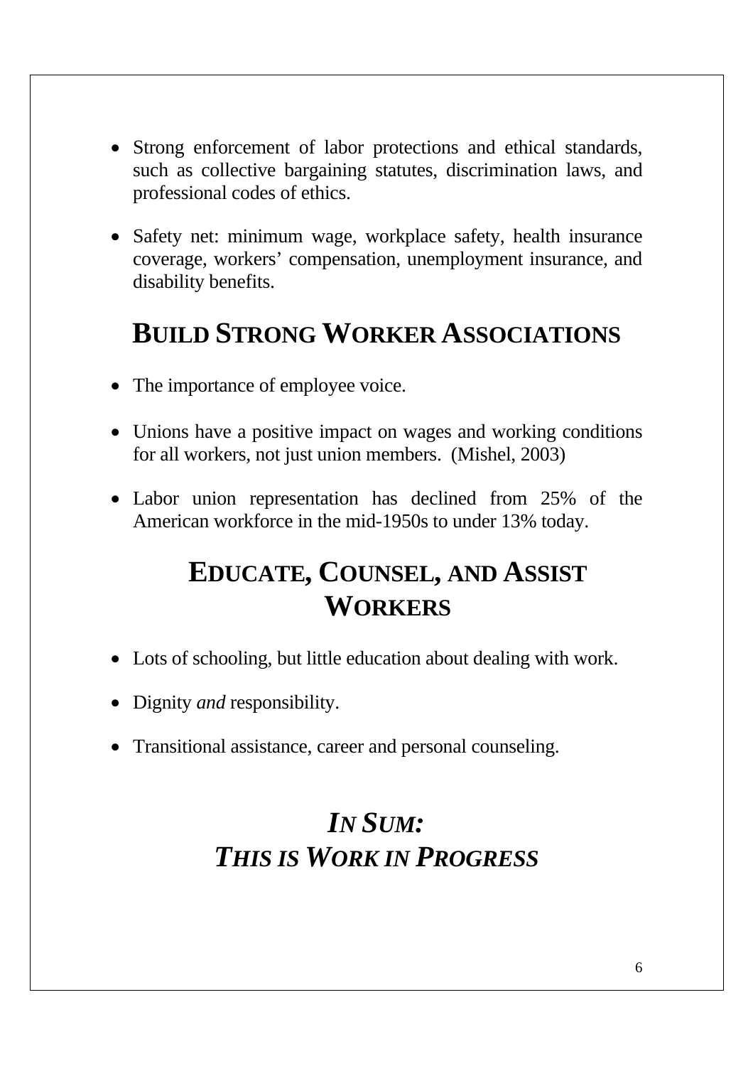- Strong enforcement of labor protections and ethical standards, such as collective bargaining statutes, discrimination laws, and professional codes of ethics.

- Safety net: minimum wage, workplace safety, health insurance coverage, workers' compensation, unemployment insurance, and disability benefits.

## BUILD STRONG WORKER ASSOCIATIONS

- The importance of employee voice.

- Unions have a positive impact on wages and working conditions for all workers, not just union members. (Mishel, 2003)

- Labor union representation has declined from 25% of the American workforce in the mid-1950s to under 13% today.

## EDUCATE, COUNSEL, AND ASSIST WORKERS

- Lots of schooling, but little education about dealing with work.

- Dignity *and* responsibility.

- Transitional assistance, career and personal counseling.

## *IN SUM: THIS IS WORK IN PROGRESS*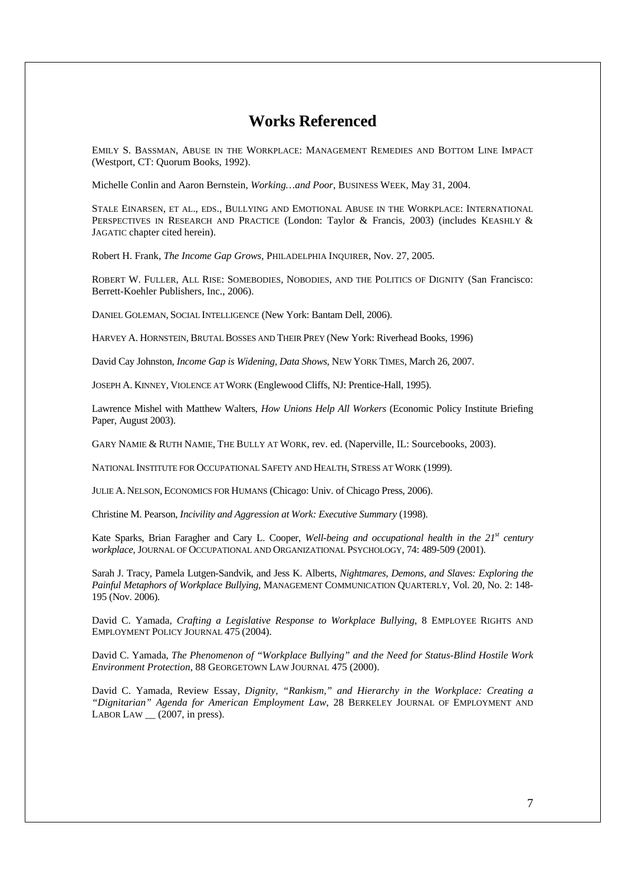# Works Referenced

EMILY S. BASSMAN, ABUSE IN THE WORKPLACE: MANAGEMENT REMEDIES AND BOTTOM LINE IMPACT (Westport, CT: Quorum Books, 1992).

Michelle Conlin and Aaron Bernstein, *Working…and Poor*, BUSINESS WEEK, May 31, 2004.

STALE EINARSEN, ET AL., EDS., BULLYING AND EMOTIONAL ABUSE IN THE WORKPLACE: INTERNATIONAL PERSPECTIVES IN RESEARCH AND PRACTICE (London: Taylor & Francis, 2003) (includes KEASHLY & JAGATIC chapter cited herein).

Robert H. Frank, *The Income Gap Grows*, PHILADELPHIA INQUIRER, Nov. 27, 2005.

ROBERT W. FULLER, ALL RISE: SOMEBODIES, NOBODIES, AND THE POLITICS OF DIGNITY (San Francisco: Berrett-Koehler Publishers, Inc., 2006).

DANIEL GOLEMAN, SOCIAL INTELLIGENCE (New York: Bantam Dell, 2006).

HARVEY A. HORNSTEIN, BRUTAL BOSSES AND THEIR PREY (New York: Riverhead Books, 1996)

David Cay Johnston, *Income Gap is Widening, Data Shows*, NEW YORK TIMES, March 26, 2007.

JOSEPH A. KINNEY, VIOLENCE AT WORK (Englewood Cliffs, NJ: Prentice-Hall, 1995).

Lawrence Mishel with Matthew Walters, *How Unions Help All Workers* (Economic Policy Institute Briefing Paper, August 2003).

GARY NAMIE & RUTH NAMIE, THE BULLY AT WORK, rev. ed. (Naperville, IL: Sourcebooks, 2003).

NATIONAL INSTITUTE FOR OCCUPATIONAL SAFETY AND HEALTH, STRESS AT WORK (1999).

JULIE A. NELSON, ECONOMICS FOR HUMANS (Chicago: Univ. of Chicago Press, 2006).

Christine M. Pearson, *Incivility and Aggression at Work: Executive Summary* (1998).

Kate Sparks, Brian Faragher and Cary L. Cooper, *Well-being and occupational health in the 21st century workplace*, JOURNAL OF OCCUPATIONAL AND ORGANIZATIONAL PSYCHOLOGY, 74: 489-509 (2001).

Sarah J. Tracy, Pamela Lutgen-Sandvik, and Jess K. Alberts, *Nightmares, Demons, and Slaves: Exploring the Painful Metaphors of Workplace Bullying*, MANAGEMENT COMMUNICATION QUARTERLY, Vol. 20, No. 2: 148-195 (Nov. 2006).

David C. Yamada, *Crafting a Legislative Response to Workplace Bullying*, 8 EMPLOYEE RIGHTS AND EMPLOYMENT POLICY JOURNAL 475 (2004).

David C. Yamada, *The Phenomenon of "Workplace Bullying" and the Need for Status-Blind Hostile Work Environment Protection*, 88 GEORGETOWN LAW JOURNAL 475 (2000).

David C. Yamada, Review Essay, *Dignity, "Rankism," and Hierarchy in the Workplace: Creating a "Dignitarian" Agenda for American Employment Law*, 28 BERKELEY JOURNAL OF EMPLOYMENT AND LABOR LAW __ (2007, in press).